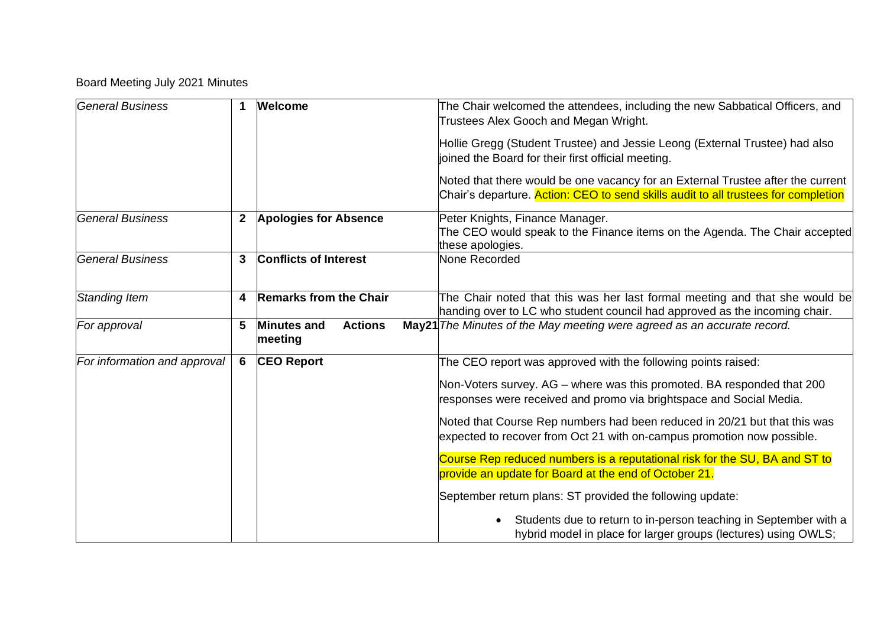Board Meeting July 2021 Minutes

| | | | |
|---|---|---|---|
| *General Business* | **1** | **Welcome** | The Chair welcomed the attendees, including the new Sabbatical Officers, and Trustees Alex Gooch and Megan Wright.<br><br>Hollie Gregg (Student Trustee) and Jessie Leong (External Trustee) had also joined the Board for their first official meeting.<br><br>Noted that there would be one vacancy for an External Trustee after the current Chair's departure. Action: CEO to send skills audit to all trustees for completion |
| *General Business* | **2** | **Apologies for Absence** | Peter Knights, Finance Manager.<br>The CEO would speak to the Finance items on the Agenda. The Chair accepted these apologies. |
| *General Business* | **3** | **Conflicts of Interest** | None Recorded |
| *Standing Item* | **4** | **Remarks from the Chair** | The Chair noted that this was her last formal meeting and that she would be handing over to LC who student council had approved as the incoming chair. |
| *For approval* | **5** | **Minutes and Actions May21 meeting** | *The Minutes of the May meeting were agreed as an accurate record.* |
| *For information and approval* | **6** | **CEO Report** | The CEO report was approved with the following points raised:<br><br>Non-Voters survey. AG – where was this promoted. BA responded that 200 responses were received and promo via brightspace and Social Media.<br><br>Noted that Course Rep numbers had been reduced in 20/21 but that this was expected to recover from Oct 21 with on-campus promotion now possible.<br><br>Course Rep reduced numbers is a reputational risk for the SU, BA and ST to provide an update for Board at the end of October 21.<br><br>September return plans: ST provided the following update:<br><br>• Students due to return to in-person teaching in September with a hybrid model in place for larger groups (lectures) using OWLS; |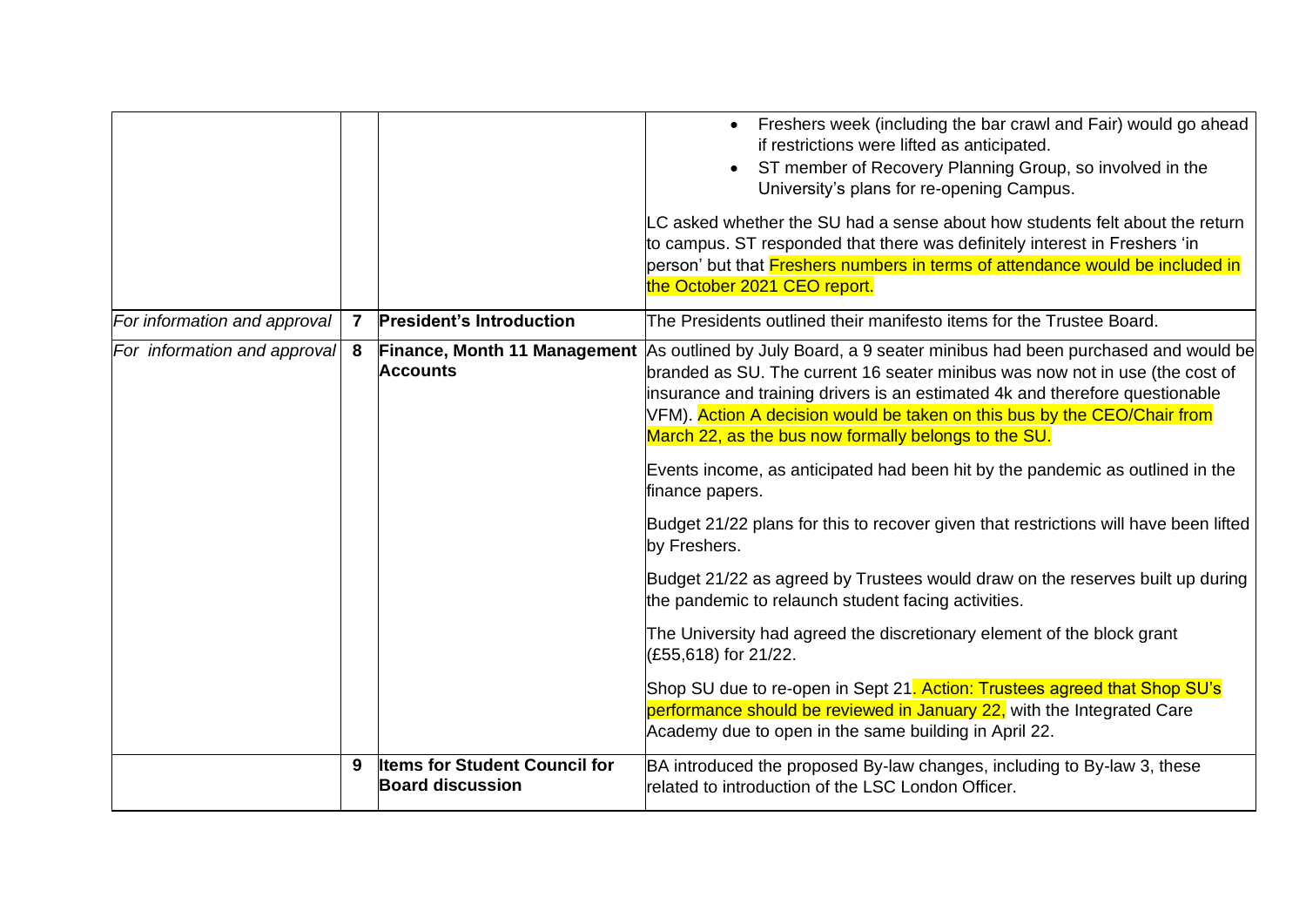| | | | |
|---|---|---|---|
| | | | • Freshers week (including the bar crawl and Fair) would go ahead if restrictions were lifted as anticipated.<br>• ST member of Recovery Planning Group, so involved in the University's plans for re-opening Campus.<br><br>LC asked whether the SU had a sense about how students felt about the return to campus. ST responded that there was definitely interest in Freshers 'in person' but that Freshers numbers in terms of attendance would be included in the October 2021 CEO report. |
| *For information and approval* | **7** | **President's Introduction** | The Presidents outlined their manifesto items for the Trustee Board. |
| *For information and approval* | **8** | **Finance, Month 11 Management Accounts** | As outlined by July Board, a 9 seater minibus had been purchased and would be branded as SU. The current 16 seater minibus was now not in use (the cost of insurance and training drivers is an estimated 4k and therefore questionable VFM). Action A decision would be taken on this bus by the CEO/Chair from March 22, as the bus now formally belongs to the SU.<br><br>Events income, as anticipated had been hit by the pandemic as outlined in the finance papers.<br><br>Budget 21/22 plans for this to recover given that restrictions will have been lifted by Freshers.<br><br>Budget 21/22 as agreed by Trustees would draw on the reserves built up during the pandemic to relaunch student facing activities.<br><br>The University had agreed the discretionary element of the block grant (£55,618) for 21/22.<br><br>Shop SU due to re-open in Sept 21. Action: Trustees agreed that Shop SU's performance should be reviewed in January 22, with the Integrated Care Academy due to open in the same building in April 22. |
| | **9** | **Items for Student Council for Board discussion** | BA introduced the proposed By-law changes, including to By-law 3, these related to introduction of the LSC London Officer. |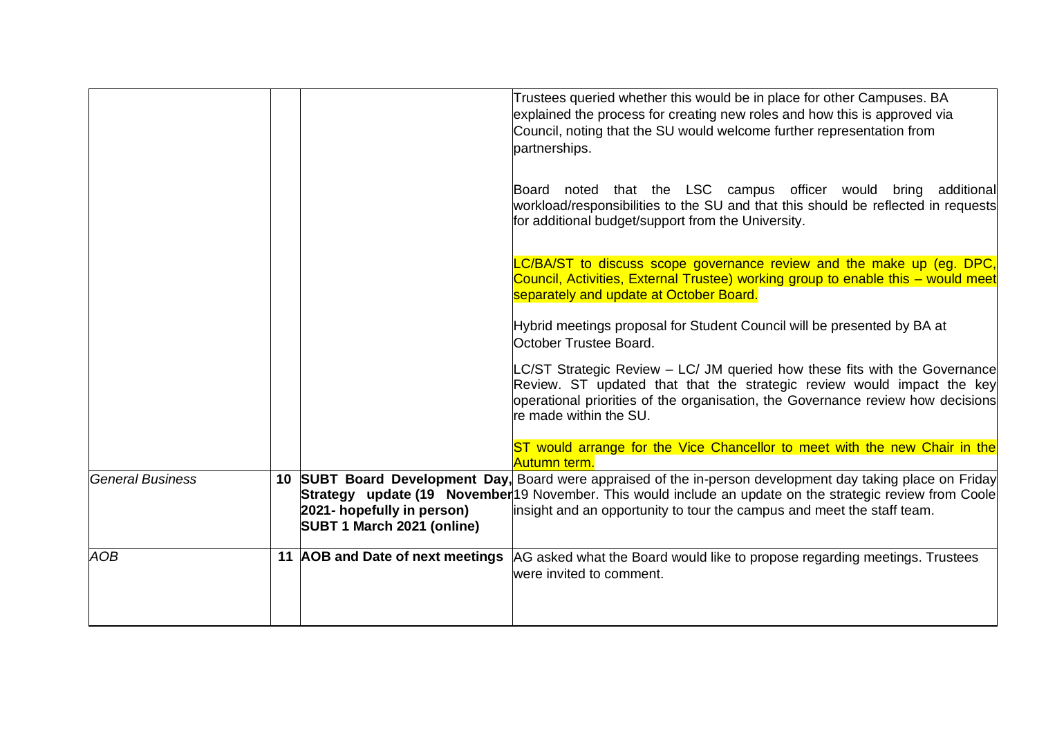|  |  |  |  |
| --- | --- | --- | --- |
|  |  |  | Trustees queried whether this would be in place for other Campuses. BA explained the process for creating new roles and how this is approved via Council, noting that the SU would welcome further representation from partnerships.<br><br>Board noted that the LSC campus officer would bring additional workload/responsibilities to the SU and that this should be reflected in requests for additional budget/support from the University.<br><br>LC/BA/ST to discuss scope governance review and the make up (eg. DPC, Council, Activities, External Trustee) working group to enable this – would meet separately and update at October Board.<br><br>Hybrid meetings proposal for Student Council will be presented by BA at October Trustee Board.<br><br>LC/ST Strategic Review – LC/ JM queried how these fits with the Governance Review. ST updated that that the strategic review would impact the key operational priorities of the organisation, the Governance review how decisions re made within the SU.<br><br>ST would arrange for the Vice Chancellor to meet with the new Chair in the Autumn term. |
| *General Business* | 10 | **SUBT Board Development Day, Strategy update (19 November 2021- hopefully in person) SUBT 1 March 2021 (online)** | Board were appraised of the in-person development day taking place on Friday 19 November. This would include an update on the strategic review from Coole insight and an opportunity to tour the campus and meet the staff team. |
| *AOB* | 11 | **AOB and Date of next meetings** | AG asked what the Board would like to propose regarding meetings. Trustees were invited to comment. |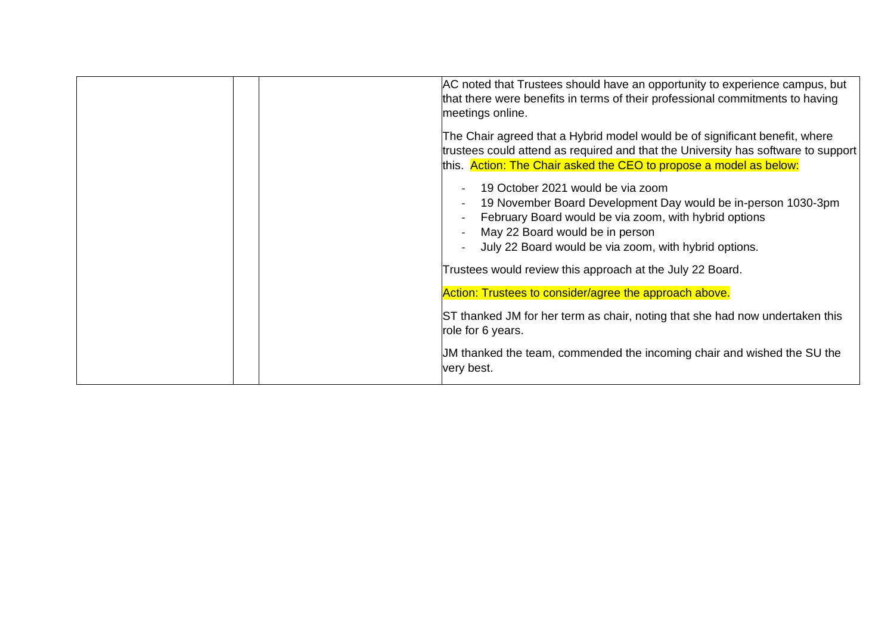| | | | |
|---|---|---|---|
| | | | AC noted that Trustees should have an opportunity to experience campus, but that there were benefits in terms of their professional commitments to having meetings online.<br><br>The Chair agreed that a Hybrid model would be of significant benefit, where trustees could attend as required and that the University has software to support this. Action: The Chair asked the CEO to propose a model as below:<br><br>- 19 October 2021 would be via zoom<br>- 19 November Board Development Day would be in-person 1030-3pm<br>- February Board would be via zoom, with hybrid options<br>- May 22 Board would be in person<br>- July 22 Board would be via zoom, with hybrid options.<br><br>Trustees would review this approach at the July 22 Board.<br><br>Action: Trustees to consider/agree the approach above.<br><br>ST thanked JM for her term as chair, noting that she had now undertaken this role for 6 years.<br><br>JM thanked the team, commended the incoming chair and wished the SU the very best. |